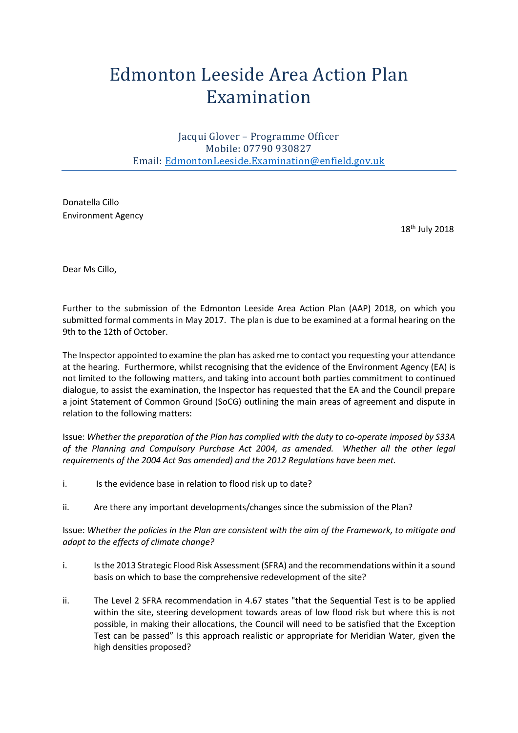# Edmonton Leeside Area Action Plan Examination

Jacqui Glover – Programme Officer
Mobile: 07790 930827
Email: EdmontonLeeside.Examination@enfield.gov.uk

---

Donatella Cillo
Environment Agency

18th July 2018

Dear Ms Cillo,

Further to the submission of the Edmonton Leeside Area Action Plan (AAP) 2018, on which you submitted formal comments in May 2017. The plan is due to be examined at a formal hearing on the 9th to the 12th of October.

The Inspector appointed to examine the plan has asked me to contact you requesting your attendance at the hearing. Furthermore, whilst recognising that the evidence of the Environment Agency (EA) is not limited to the following matters, and taking into account both parties commitment to continued dialogue, to assist the examination, the Inspector has requested that the EA and the Council prepare a joint Statement of Common Ground (SoCG) outlining the main areas of agreement and dispute in relation to the following matters:

Issue: *Whether the preparation of the Plan has complied with the duty to co-operate imposed by S33A of the Planning and Compulsory Purchase Act 2004, as amended. Whether all the other legal requirements of the 2004 Act 9as amended) and the 2012 Regulations have been met.*

i. Is the evidence base in relation to flood risk up to date?

ii. Are there any important developments/changes since the submission of the Plan?

Issue: *Whether the policies in the Plan are consistent with the aim of the Framework, to mitigate and adapt to the effects of climate change?*

i. Is the 2013 Strategic Flood Risk Assessment (SFRA) and the recommendations within it a sound basis on which to base the comprehensive redevelopment of the site?

ii. The Level 2 SFRA recommendation in 4.67 states "that the Sequential Test is to be applied within the site, steering development towards areas of low flood risk but where this is not possible, in making their allocations, the Council will need to be satisfied that the Exception Test can be passed" Is this approach realistic or appropriate for Meridian Water, given the high densities proposed?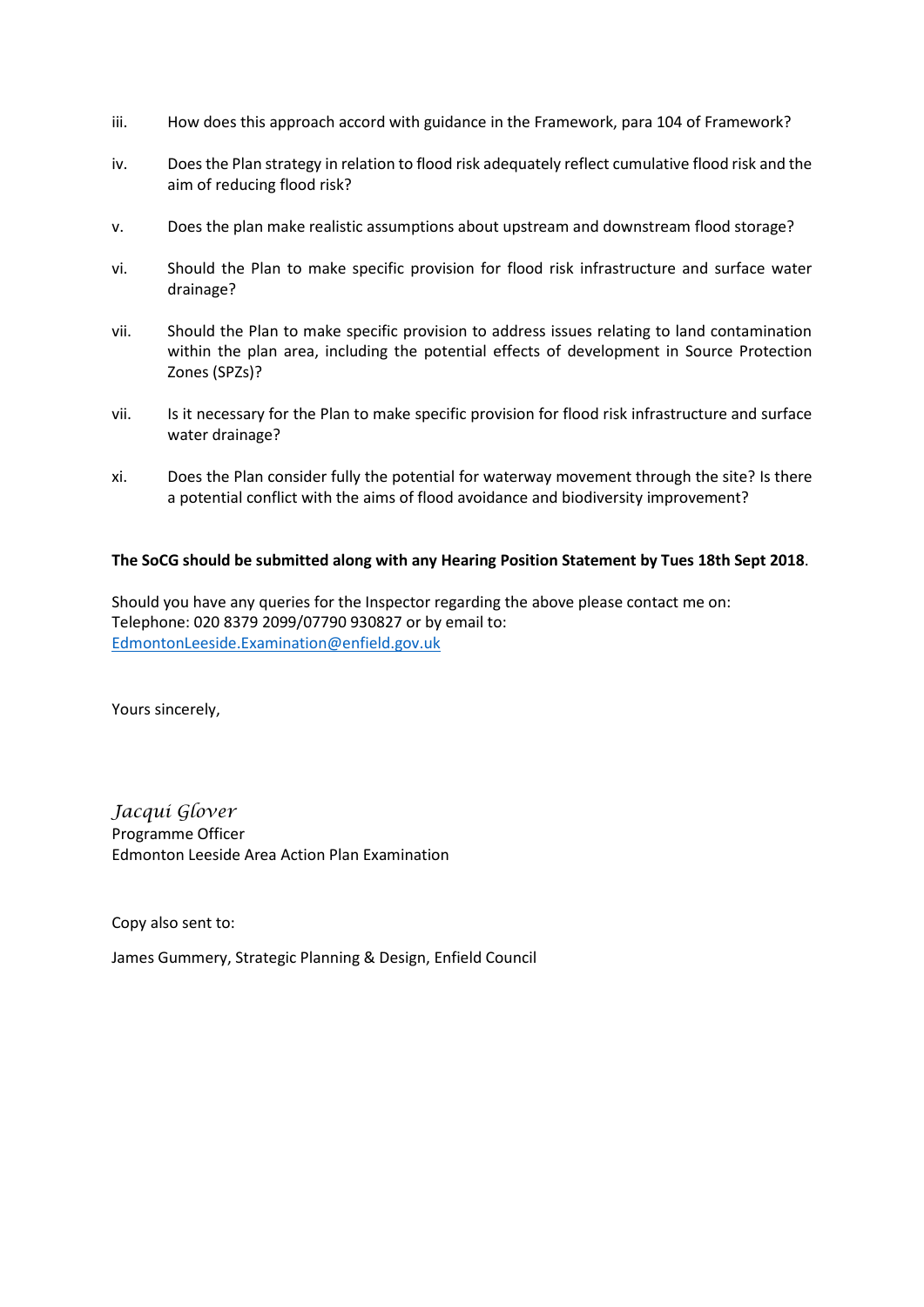iii. How does this approach accord with guidance in the Framework, para 104 of Framework?

iv. Does the Plan strategy in relation to flood risk adequately reflect cumulative flood risk and the aim of reducing flood risk?

v. Does the plan make realistic assumptions about upstream and downstream flood storage?

vi. Should the Plan to make specific provision for flood risk infrastructure and surface water drainage?

vii. Should the Plan to make specific provision to address issues relating to land contamination within the plan area, including the potential effects of development in Source Protection Zones (SPZs)?

vii. Is it necessary for the Plan to make specific provision for flood risk infrastructure and surface water drainage?

xi. Does the Plan consider fully the potential for waterway movement through the site? Is there a potential conflict with the aims of flood avoidance and biodiversity improvement?

**The SoCG should be submitted along with any Hearing Position Statement by Tues 18th Sept 2018**.

Should you have any queries for the Inspector regarding the above please contact me on:
Telephone: 020 8379 2099/07790 930827 or by email to:
EdmontonLeeside.Examination@enfield.gov.uk

Yours sincerely,

*Jacqui Glover*
Programme Officer
Edmonton Leeside Area Action Plan Examination

Copy also sent to:

James Gummery, Strategic Planning & Design, Enfield Council